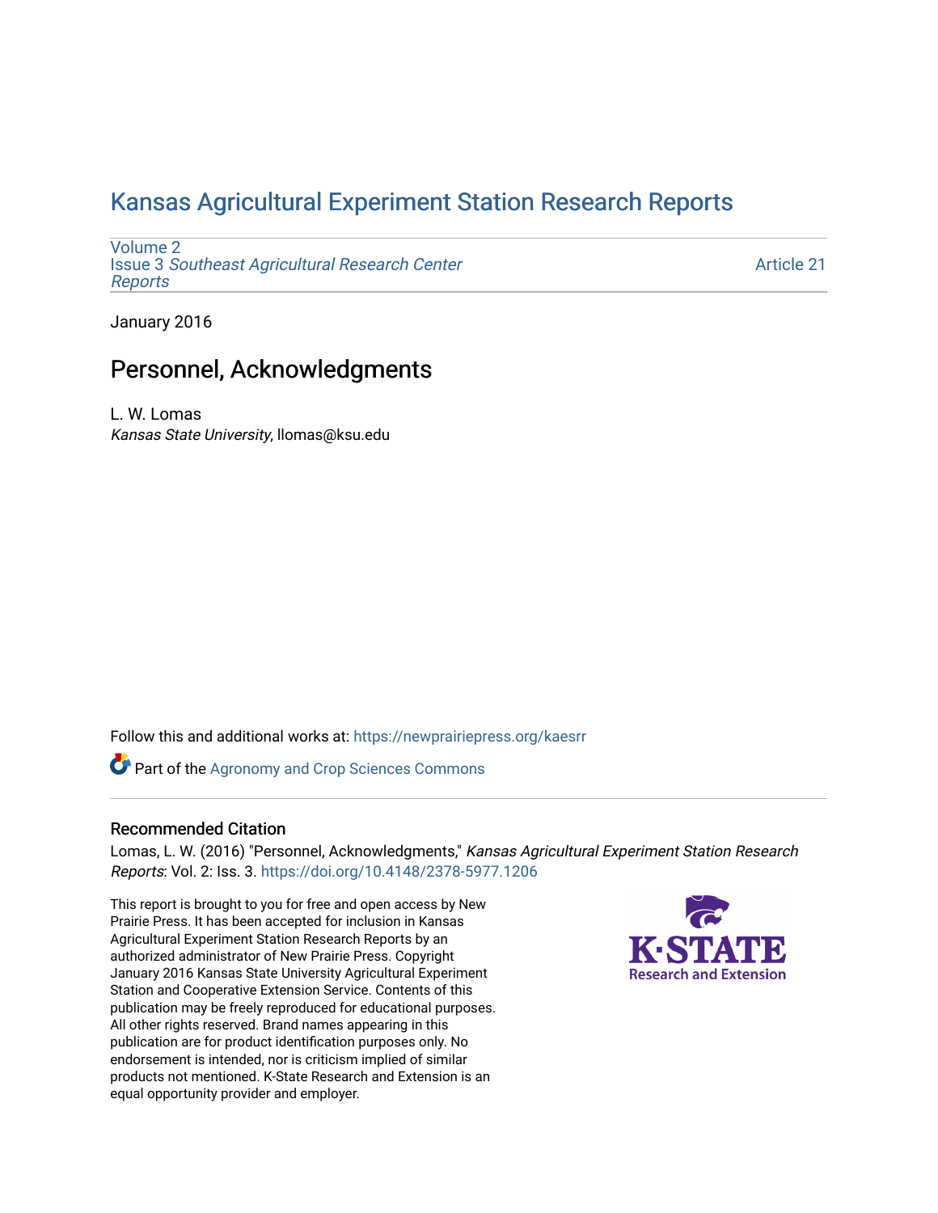# Kansas Agricultural Experiment Station Research Reports

Volume 2
Issue 3 *Southeast Agricultural Research Center Reports*

Article 21

January 2016

## Personnel, Acknowledgments

L. W. Lomas
*Kansas State University*, llomas@ksu.edu

Follow this and additional works at: https://newprairiepress.org/kaesrr

Part of the Agronomy and Crop Sciences Commons

### Recommended Citation

Lomas, L. W. (2016) "Personnel, Acknowledgments," *Kansas Agricultural Experiment Station Research Reports*: Vol. 2: Iss. 3. https://doi.org/10.4148/2378-5977.1206

This report is brought to you for free and open access by New Prairie Press. It has been accepted for inclusion in Kansas Agricultural Experiment Station Research Reports by an authorized administrator of New Prairie Press. Copyright January 2016 Kansas State University Agricultural Experiment Station and Cooperative Extension Service. Contents of this publication may be freely reproduced for educational purposes. All other rights reserved. Brand names appearing in this publication are for product identification purposes only. No endorsement is intended, nor is criticism implied of similar products not mentioned. K-State Research and Extension is an equal opportunity provider and employer.

K-STATE Research and Extension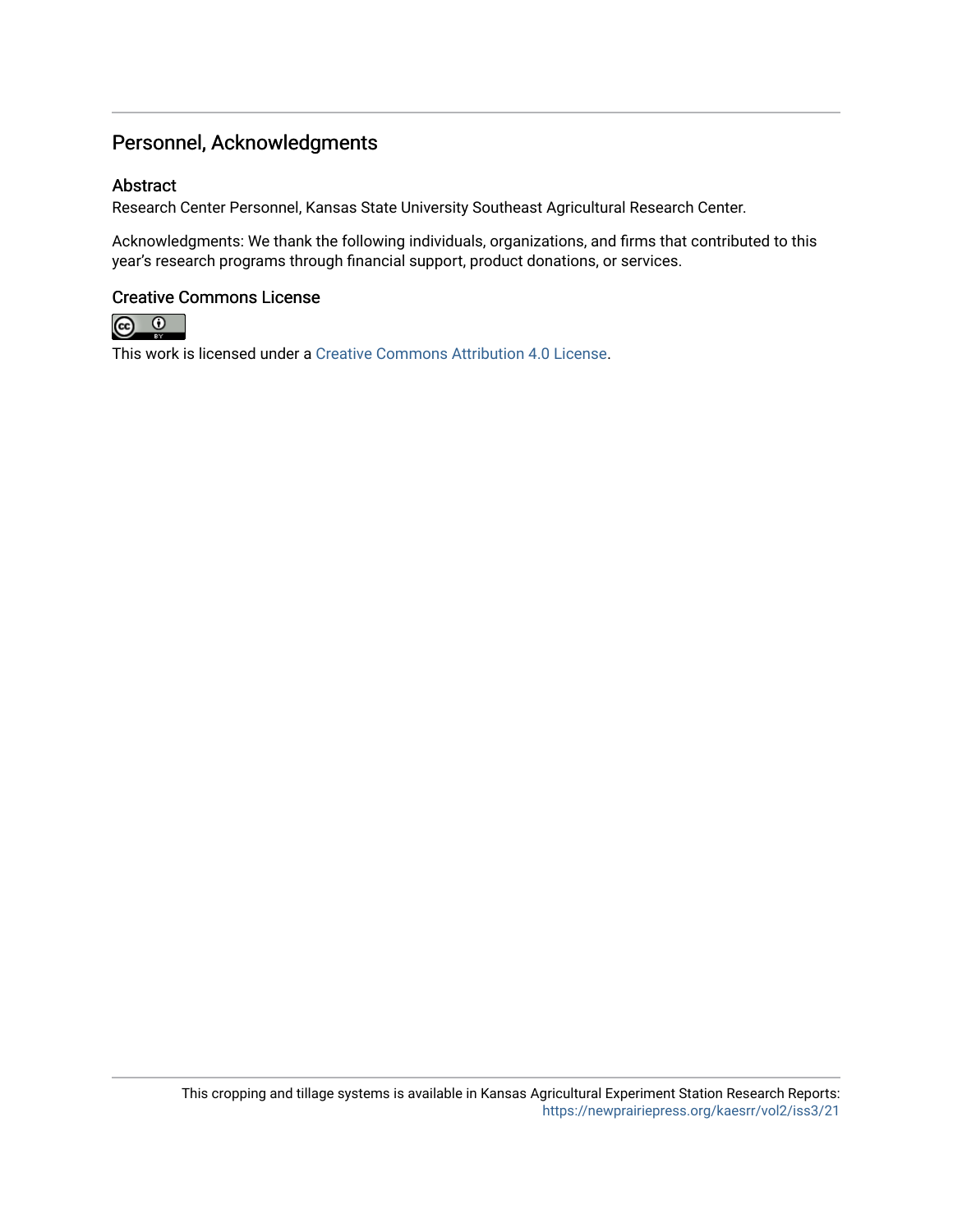## Personnel, Acknowledgments

### Abstract

Research Center Personnel, Kansas State University Southeast Agricultural Research Center.

Acknowledgments: We thank the following individuals, organizations, and firms that contributed to this year's research programs through financial support, product donations, or services.

### Creative Commons License

This work is licensed under a Creative Commons Attribution 4.0 License.

This cropping and tillage systems is available in Kansas Agricultural Experiment Station Research Reports: https://newprairiepress.org/kaesrr/vol2/iss3/21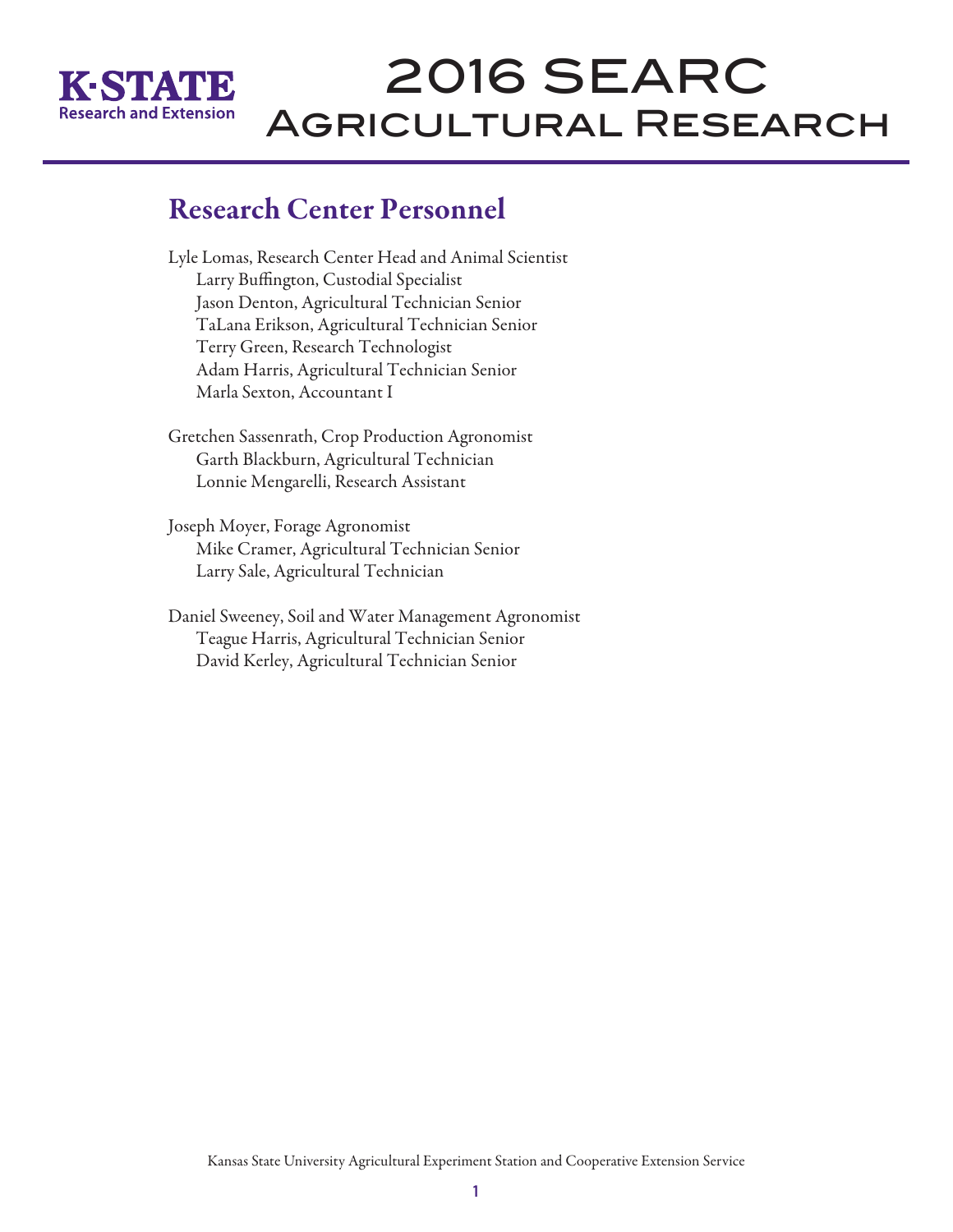# 2016 SEARC Agricultural Research

## Research Center Personnel

Lyle Lomas, Research Center Head and Animal Scientist
- Larry Buffington, Custodial Specialist
- Jason Denton, Agricultural Technician Senior
- TaLana Erikson, Agricultural Technician Senior
- Terry Green, Research Technologist
- Adam Harris, Agricultural Technician Senior
- Marla Sexton, Accountant I

Gretchen Sassenrath, Crop Production Agronomist
- Garth Blackburn, Agricultural Technician
- Lonnie Mengarelli, Research Assistant

Joseph Moyer, Forage Agronomist
- Mike Cramer, Agricultural Technician Senior
- Larry Sale, Agricultural Technician

Daniel Sweeney, Soil and Water Management Agronomist
- Teague Harris, Agricultural Technician Senior
- David Kerley, Agricultural Technician Senior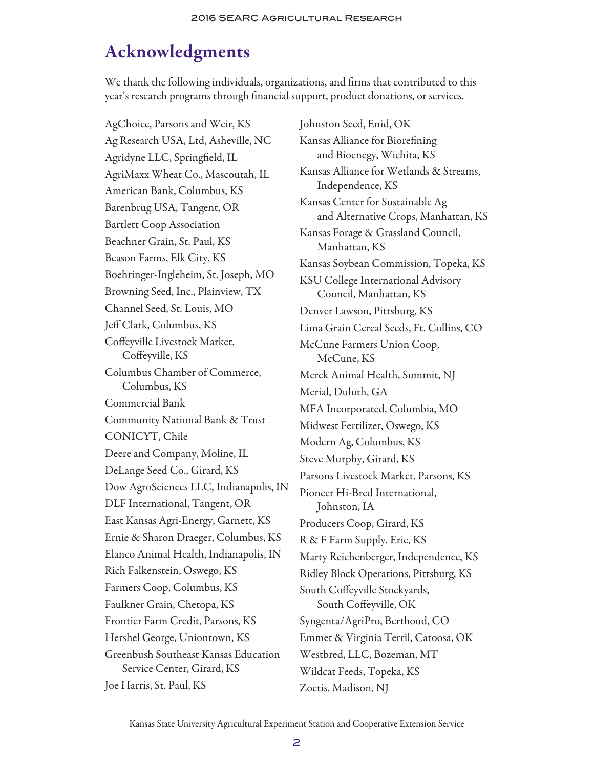# Acknowledgments

We thank the following individuals, organizations, and firms that contributed to this year's research programs through financial support, product donations, or services.

AgChoice, Parsons and Weir, KS
Ag Research USA, Ltd, Asheville, NC
Agridyne LLC, Springfield, IL
AgriMaxx Wheat Co., Mascoutah, IL
American Bank, Columbus, KS
Barenbrug USA, Tangent, OR
Bartlett Coop Association
Beachner Grain, St. Paul, KS
Beason Farms, Elk City, KS
Boehringer-Ingleheim, St. Joseph, MO
Browning Seed, Inc., Plainview, TX
Channel Seed, St. Louis, MO
Jeff Clark, Columbus, KS
Coffeyville Livestock Market, Coffeyville, KS
Columbus Chamber of Commerce, Columbus, KS
Commercial Bank
Community National Bank & Trust
CONICYT, Chile
Deere and Company, Moline, IL
DeLange Seed Co., Girard, KS
Dow AgroSciences LLC, Indianapolis, IN
DLF International, Tangent, OR
East Kansas Agri-Energy, Garnett, KS
Ernie & Sharon Draeger, Columbus, KS
Elanco Animal Health, Indianapolis, IN
Rich Falkenstein, Oswego, KS
Farmers Coop, Columbus, KS
Faulkner Grain, Chetopa, KS
Frontier Farm Credit, Parsons, KS
Hershel George, Uniontown, KS
Greenbush Southeast Kansas Education Service Center, Girard, KS
Joe Harris, St. Paul, KS
Johnston Seed, Enid, OK
Kansas Alliance for Biorefining and Bioenegy, Wichita, KS
Kansas Alliance for Wetlands & Streams, Independence, KS
Kansas Center for Sustainable Ag and Alternative Crops, Manhattan, KS
Kansas Forage & Grassland Council, Manhattan, KS
Kansas Soybean Commission, Topeka, KS
KSU College International Advisory Council, Manhattan, KS
Denver Lawson, Pittsburg, KS
Lima Grain Cereal Seeds, Ft. Collins, CO
McCune Farmers Union Coop, McCune, KS
Merck Animal Health, Summit, NJ
Merial, Duluth, GA
MFA Incorporated, Columbia, MO
Midwest Fertilizer, Oswego, KS
Modern Ag, Columbus, KS
Steve Murphy, Girard, KS
Parsons Livestock Market, Parsons, KS
Pioneer Hi-Bred International, Johnston, IA
Producers Coop, Girard, KS
R & F Farm Supply, Erie, KS
Marty Reichenberger, Independence, KS
Ridley Block Operations, Pittsburg, KS
South Coffeyville Stockyards, South Coffeyville, OK
Syngenta/AgriPro, Berthoud, CO
Emmet & Virginia Terril, Catoosa, OK
Westbred, LLC, Bozeman, MT
Wildcat Feeds, Topeka, KS
Zoetis, Madison, NJ